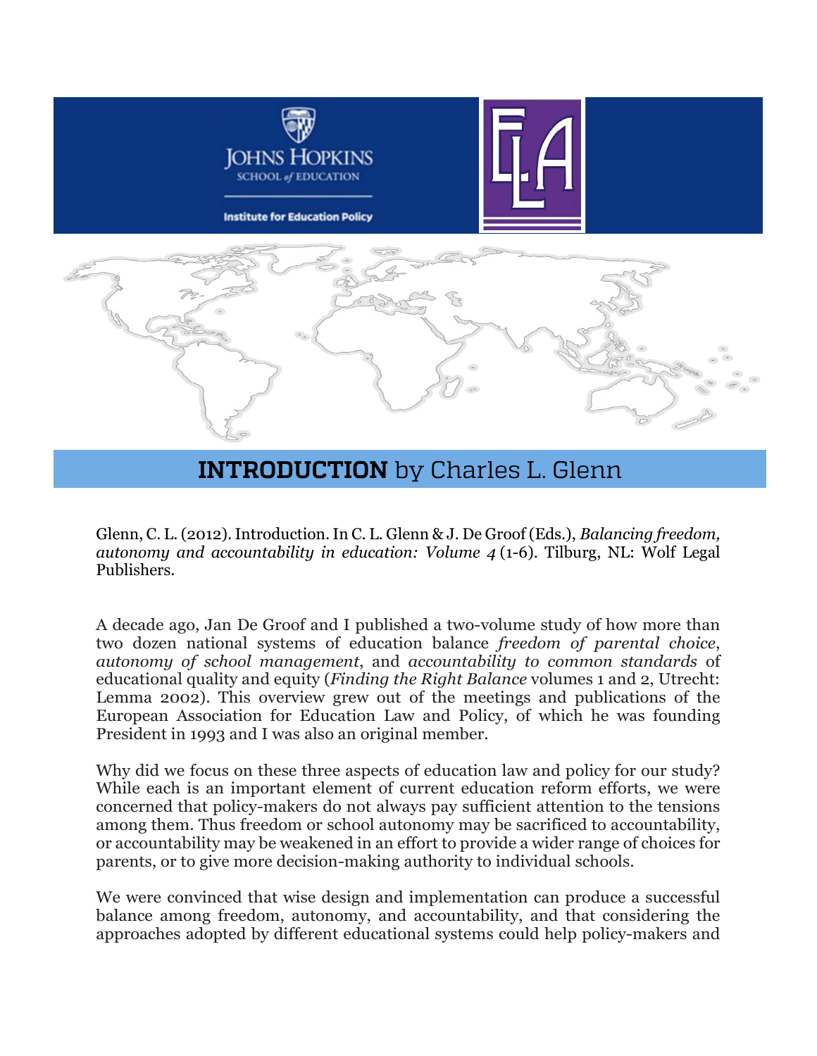Johns Hopkins School of Education

Institute for Education Policy

# INTRODUCTION by Charles L. Glenn

Glenn, C. L. (2012). Introduction. In C. L. Glenn & J. De Groof (Eds.), *Balancing freedom, autonomy and accountability in education: Volume 4* (1-6). Tilburg, NL: Wolf Legal Publishers.

A decade ago, Jan De Groof and I published a two-volume study of how more than two dozen national systems of education balance *freedom of parental choice*, *autonomy of school management*, and *accountability to common standards* of educational quality and equity (*Finding the Right Balance* volumes 1 and 2, Utrecht: Lemma 2002). This overview grew out of the meetings and publications of the European Association for Education Law and Policy, of which he was founding President in 1993 and I was also an original member.

Why did we focus on these three aspects of education law and policy for our study? While each is an important element of current education reform efforts, we were concerned that policy-makers do not always pay sufficient attention to the tensions among them. Thus freedom or school autonomy may be sacrificed to accountability, or accountability may be weakened in an effort to provide a wider range of choices for parents, or to give more decision-making authority to individual schools.

We were convinced that wise design and implementation can produce a successful balance among freedom, autonomy, and accountability, and that considering the approaches adopted by different educational systems could help policy-makers and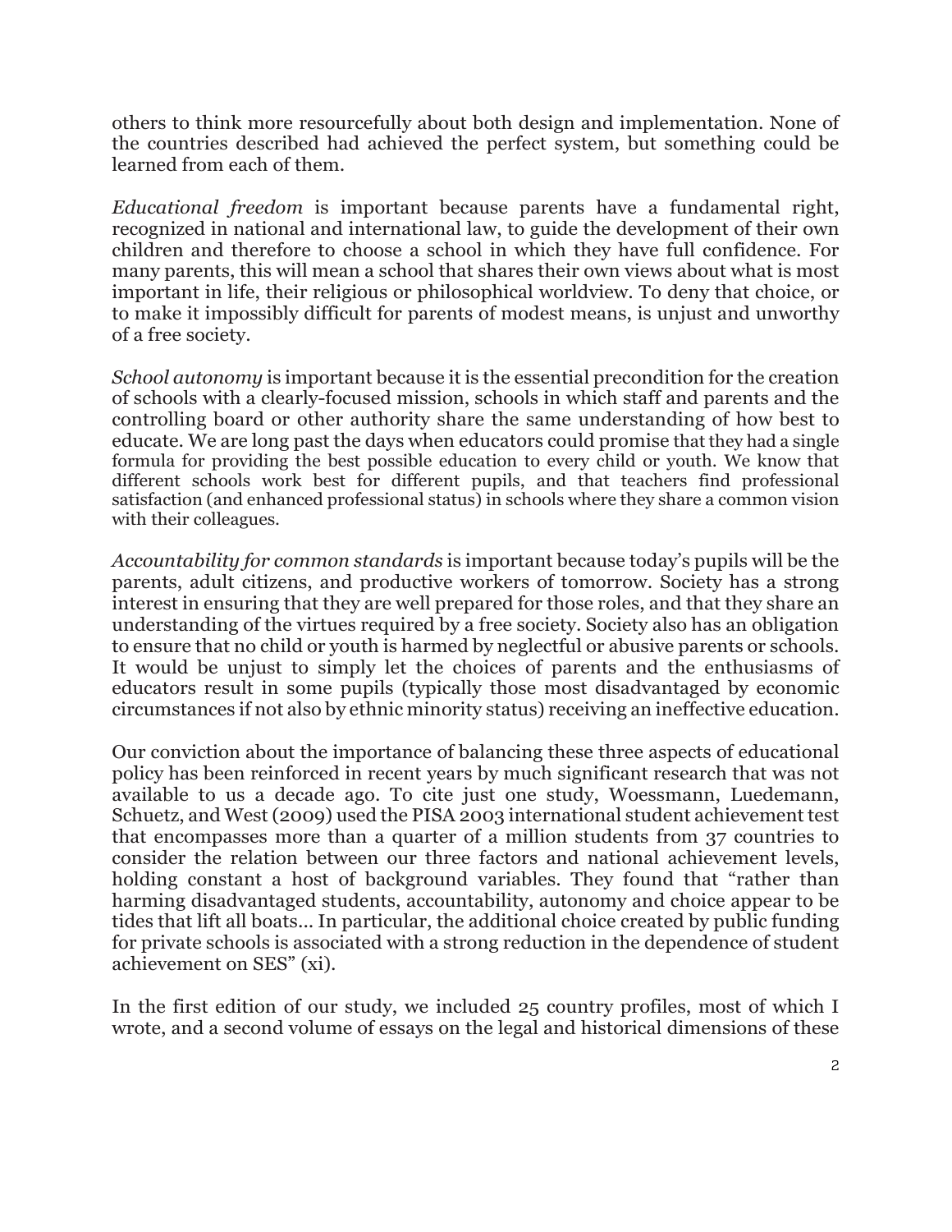others to think more resourcefully about both design and implementation. None of the countries described had achieved the perfect system, but something could be learned from each of them.

*Educational freedom* is important because parents have a fundamental right, recognized in national and international law, to guide the development of their own children and therefore to choose a school in which they have full confidence. For many parents, this will mean a school that shares their own views about what is most important in life, their religious or philosophical worldview. To deny that choice, or to make it impossibly difficult for parents of modest means, is unjust and unworthy of a free society.

*School autonomy* is important because it is the essential precondition for the creation of schools with a clearly-focused mission, schools in which staff and parents and the controlling board or other authority share the same understanding of how best to educate. We are long past the days when educators could promise that they had a single formula for providing the best possible education to every child or youth. We know that different schools work best for different pupils, and that teachers find professional satisfaction (and enhanced professional status) in schools where they share a common vision with their colleagues.

*Accountability for common standards* is important because today's pupils will be the parents, adult citizens, and productive workers of tomorrow. Society has a strong interest in ensuring that they are well prepared for those roles, and that they share an understanding of the virtues required by a free society. Society also has an obligation to ensure that no child or youth is harmed by neglectful or abusive parents or schools. It would be unjust to simply let the choices of parents and the enthusiasms of educators result in some pupils (typically those most disadvantaged by economic circumstances if not also by ethnic minority status) receiving an ineffective education.

Our conviction about the importance of balancing these three aspects of educational policy has been reinforced in recent years by much significant research that was not available to us a decade ago. To cite just one study, Woessmann, Luedemann, Schuetz, and West (2009) used the PISA 2003 international student achievement test that encompasses more than a quarter of a million students from 37 countries to consider the relation between our three factors and national achievement levels, holding constant a host of background variables. They found that "rather than harming disadvantaged students, accountability, autonomy and choice appear to be tides that lift all boats... In particular, the additional choice created by public funding for private schools is associated with a strong reduction in the dependence of student achievement on SES" (xi).

In the first edition of our study, we included 25 country profiles, most of which I wrote, and a second volume of essays on the legal and historical dimensions of these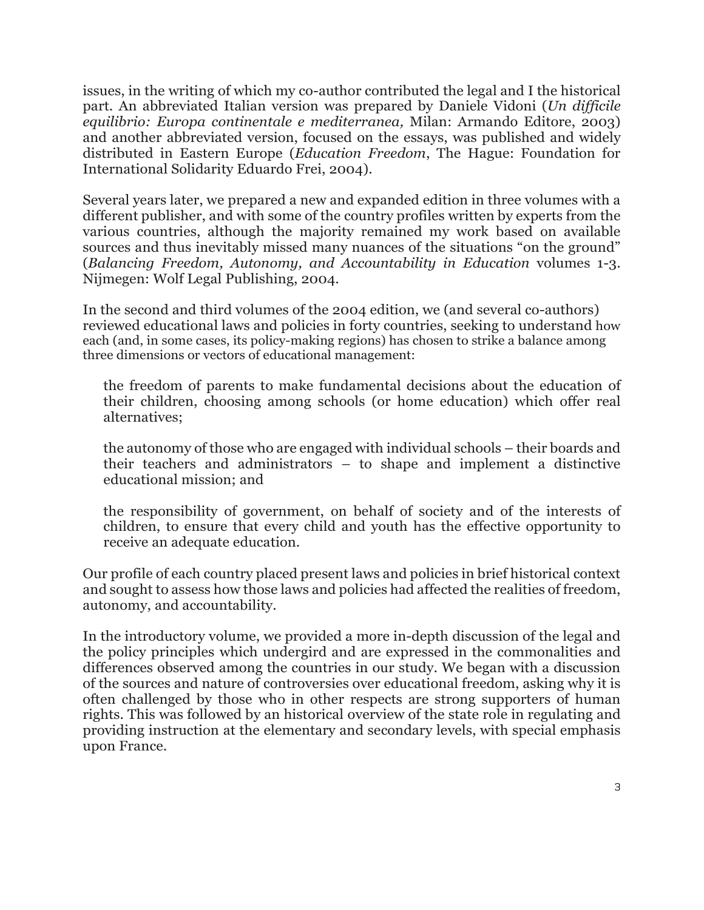issues, in the writing of which my co-author contributed the legal and I the historical part. An abbreviated Italian version was prepared by Daniele Vidoni (*Un difficile equilibrio: Europa continentale e mediterranea,* Milan: Armando Editore, 2003) and another abbreviated version, focused on the essays, was published and widely distributed in Eastern Europe (*Education Freedom*, The Hague: Foundation for International Solidarity Eduardo Frei, 2004).

Several years later, we prepared a new and expanded edition in three volumes with a different publisher, and with some of the country profiles written by experts from the various countries, although the majority remained my work based on available sources and thus inevitably missed many nuances of the situations "on the ground" (*Balancing Freedom, Autonomy, and Accountability in Education* volumes 1-3. Nijmegen: Wolf Legal Publishing, 2004.

In the second and third volumes of the 2004 edition, we (and several co-authors) reviewed educational laws and policies in forty countries, seeking to understand how each (and, in some cases, its policy-making regions) has chosen to strike a balance among three dimensions or vectors of educational management:

> the freedom of parents to make fundamental decisions about the education of their children, choosing among schools (or home education) which offer real alternatives;
>
> the autonomy of those who are engaged with individual schools – their boards and their teachers and administrators – to shape and implement a distinctive educational mission; and
>
> the responsibility of government, on behalf of society and of the interests of children, to ensure that every child and youth has the effective opportunity to receive an adequate education.

Our profile of each country placed present laws and policies in brief historical context and sought to assess how those laws and policies had affected the realities of freedom, autonomy, and accountability.

In the introductory volume, we provided a more in-depth discussion of the legal and the policy principles which undergird and are expressed in the commonalities and differences observed among the countries in our study. We began with a discussion of the sources and nature of controversies over educational freedom, asking why it is often challenged by those who in other respects are strong supporters of human rights. This was followed by an historical overview of the state role in regulating and providing instruction at the elementary and secondary levels, with special emphasis upon France.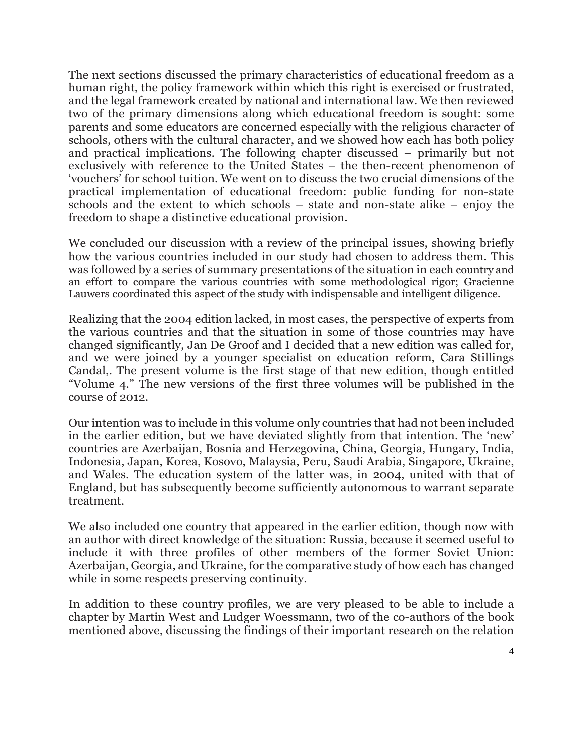The next sections discussed the primary characteristics of educational freedom as a human right, the policy framework within which this right is exercised or frustrated, and the legal framework created by national and international law. We then reviewed two of the primary dimensions along which educational freedom is sought: some parents and some educators are concerned especially with the religious character of schools, others with the cultural character, and we showed how each has both policy and practical implications. The following chapter discussed – primarily but not exclusively with reference to the United States – the then-recent phenomenon of 'vouchers' for school tuition. We went on to discuss the two crucial dimensions of the practical implementation of educational freedom: public funding for non-state schools and the extent to which schools – state and non-state alike – enjoy the freedom to shape a distinctive educational provision.

We concluded our discussion with a review of the principal issues, showing briefly how the various countries included in our study had chosen to address them. This was followed by a series of summary presentations of the situation in each country and an effort to compare the various countries with some methodological rigor; Gracienne Lauwers coordinated this aspect of the study with indispensable and intelligent diligence.

Realizing that the 2004 edition lacked, in most cases, the perspective of experts from the various countries and that the situation in some of those countries may have changed significantly, Jan De Groof and I decided that a new edition was called for, and we were joined by a younger specialist on education reform, Cara Stillings Candal,. The present volume is the first stage of that new edition, though entitled "Volume 4." The new versions of the first three volumes will be published in the course of 2012.

Our intention was to include in this volume only countries that had not been included in the earlier edition, but we have deviated slightly from that intention. The 'new' countries are Azerbaijan, Bosnia and Herzegovina, China, Georgia, Hungary, India, Indonesia, Japan, Korea, Kosovo, Malaysia, Peru, Saudi Arabia, Singapore, Ukraine, and Wales. The education system of the latter was, in 2004, united with that of England, but has subsequently become sufficiently autonomous to warrant separate treatment.

We also included one country that appeared in the earlier edition, though now with an author with direct knowledge of the situation: Russia, because it seemed useful to include it with three profiles of other members of the former Soviet Union: Azerbaijan, Georgia, and Ukraine, for the comparative study of how each has changed while in some respects preserving continuity.

In addition to these country profiles, we are very pleased to be able to include a chapter by Martin West and Ludger Woessmann, two of the co-authors of the book mentioned above, discussing the findings of their important research on the relation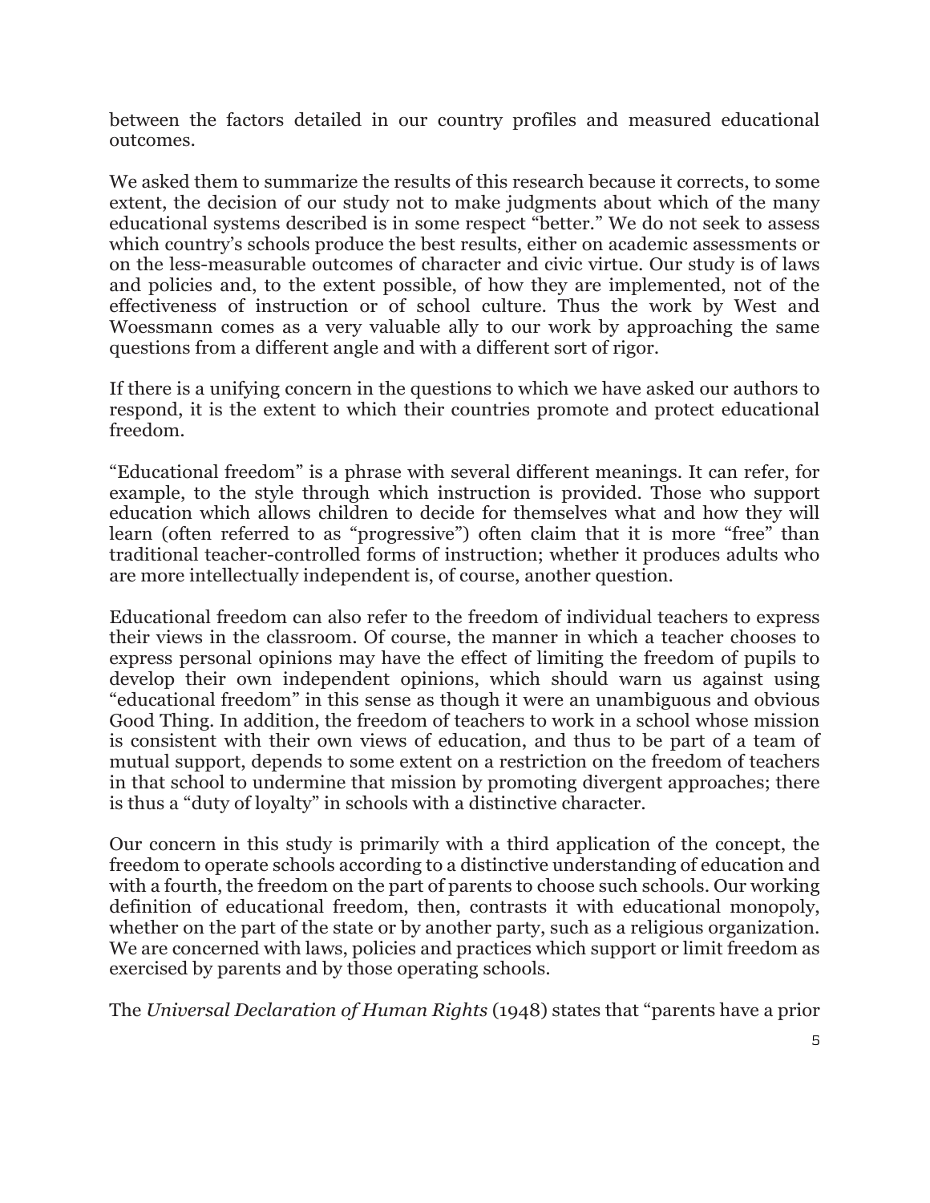between the factors detailed in our country profiles and measured educational outcomes.

We asked them to summarize the results of this research because it corrects, to some extent, the decision of our study not to make judgments about which of the many educational systems described is in some respect "better." We do not seek to assess which country's schools produce the best results, either on academic assessments or on the less-measurable outcomes of character and civic virtue. Our study is of laws and policies and, to the extent possible, of how they are implemented, not of the effectiveness of instruction or of school culture. Thus the work by West and Woessmann comes as a very valuable ally to our work by approaching the same questions from a different angle and with a different sort of rigor.

If there is a unifying concern in the questions to which we have asked our authors to respond, it is the extent to which their countries promote and protect educational freedom.

"Educational freedom" is a phrase with several different meanings. It can refer, for example, to the style through which instruction is provided. Those who support education which allows children to decide for themselves what and how they will learn (often referred to as "progressive") often claim that it is more "free" than traditional teacher-controlled forms of instruction; whether it produces adults who are more intellectually independent is, of course, another question.

Educational freedom can also refer to the freedom of individual teachers to express their views in the classroom. Of course, the manner in which a teacher chooses to express personal opinions may have the effect of limiting the freedom of pupils to develop their own independent opinions, which should warn us against using "educational freedom" in this sense as though it were an unambiguous and obvious Good Thing. In addition, the freedom of teachers to work in a school whose mission is consistent with their own views of education, and thus to be part of a team of mutual support, depends to some extent on a restriction on the freedom of teachers in that school to undermine that mission by promoting divergent approaches; there is thus a "duty of loyalty" in schools with a distinctive character.

Our concern in this study is primarily with a third application of the concept, the freedom to operate schools according to a distinctive understanding of education and with a fourth, the freedom on the part of parents to choose such schools. Our working definition of educational freedom, then, contrasts it with educational monopoly, whether on the part of the state or by another party, such as a religious organization. We are concerned with laws, policies and practices which support or limit freedom as exercised by parents and by those operating schools.

The *Universal Declaration of Human Rights* (1948) states that "parents have a prior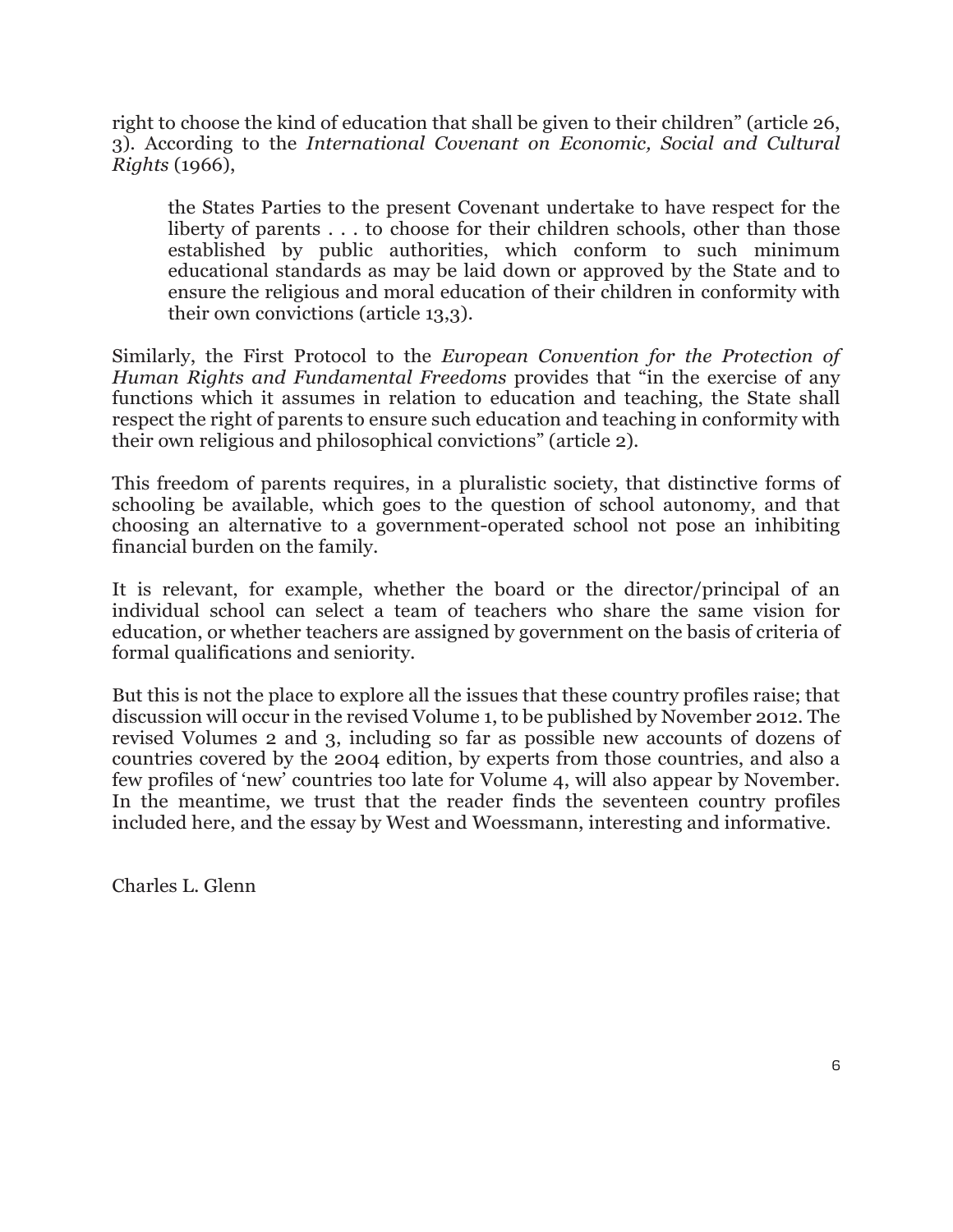right to choose the kind of education that shall be given to their children" (article 26, 3). According to the *International Covenant on Economic, Social and Cultural Rights* (1966),

> the States Parties to the present Covenant undertake to have respect for the liberty of parents . . . to choose for their children schools, other than those established by public authorities, which conform to such minimum educational standards as may be laid down or approved by the State and to ensure the religious and moral education of their children in conformity with their own convictions (article 13,3).

Similarly, the First Protocol to the *European Convention for the Protection of Human Rights and Fundamental Freedoms* provides that "in the exercise of any functions which it assumes in relation to education and teaching, the State shall respect the right of parents to ensure such education and teaching in conformity with their own religious and philosophical convictions" (article 2).

This freedom of parents requires, in a pluralistic society, that distinctive forms of schooling be available, which goes to the question of school autonomy, and that choosing an alternative to a government-operated school not pose an inhibiting financial burden on the family.

It is relevant, for example, whether the board or the director/principal of an individual school can select a team of teachers who share the same vision for education, or whether teachers are assigned by government on the basis of criteria of formal qualifications and seniority.

But this is not the place to explore all the issues that these country profiles raise; that discussion will occur in the revised Volume 1, to be published by November 2012. The revised Volumes 2 and 3, including so far as possible new accounts of dozens of countries covered by the 2004 edition, by experts from those countries, and also a few profiles of 'new' countries too late for Volume 4, will also appear by November. In the meantime, we trust that the reader finds the seventeen country profiles included here, and the essay by West and Woessmann, interesting and informative.

Charles L. Glenn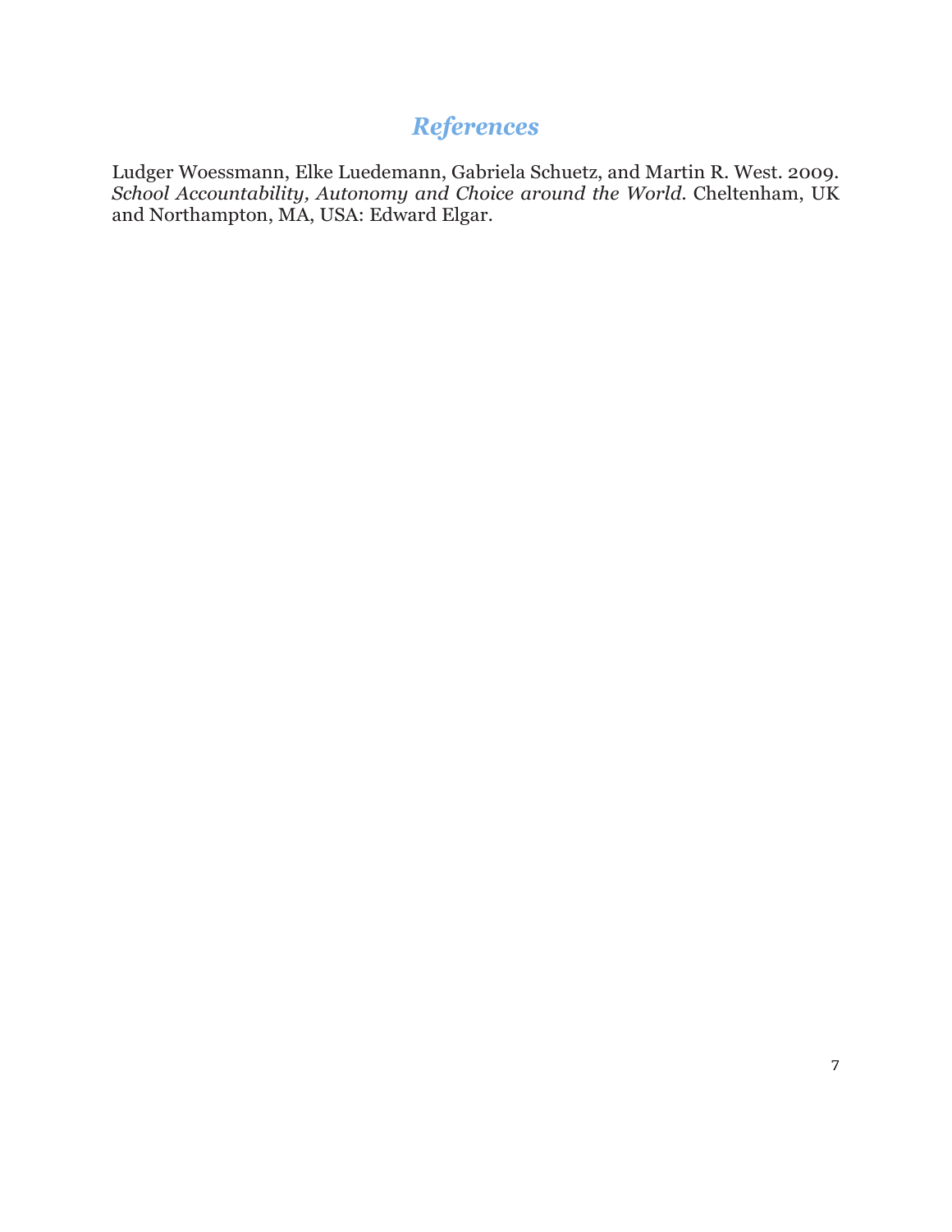# *References*

Ludger Woessmann, Elke Luedemann, Gabriela Schuetz, and Martin R. West. 2009. *School Accountability, Autonomy and Choice around the World*. Cheltenham, UK and Northampton, MA, USA: Edward Elgar.